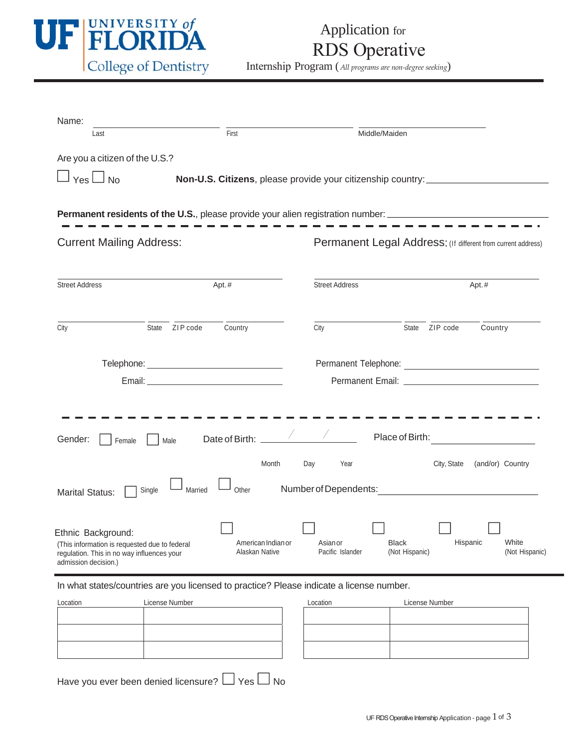UF | UNIVERSITY of FLORIDA
College of Dentistry

# Application for RDS Operative

Internship Program (*All programs are non-degree seeking*)

Name: ____________________ ____________________ ____________________

Last First Middle/Maiden

Are you a citizen of the U.S.?

☐ Yes ☐ No **Non-U.S. Citizens**, please provide your citizenship country: ____________________

**Permanent residents of the U.S.**, please provide your alien registration number: ____________________

## Current Mailing Address:

____________________ ____________________

Street Address Apt.#

____________________ ______ ____________ ____________

City State ZIP code Country

Telephone: ____________________

Email: ____________________

## Permanent Legal Address: (If different from current address)

____________________ ____________________

Street Address Apt.#

____________________ ______ ____________ ____________

City State ZIP code Country

Permanent Telephone: ____________________

Permanent Email: ____________________

Gender: ☐ Female ☐ Male Date of Birth: ______ / ______ / ______ Place of Birth: ____________________

Month Day Year City, State (and/or) Country

Marital Status: ☐ Single ☐ Married ☐ Other Number of Dependents: ____________________

Ethnic Background:
(This information is requested due to federal regulation. This in no way influences your admission decision.)

☐ American Indian or Alaskan Native ☐ Asian or Pacific Islander ☐ Black (Not Hispanic) ☐ Hispanic ☐ White (Not Hispanic)

In what states/countries are you licensed to practice? Please indicate a license number.

| Location | License Number | Location | License Number |
|---|---|---|---|
| | | | |
| | | | |
| | | | |

Have you ever been denied licensure? ☐ Yes ☐ No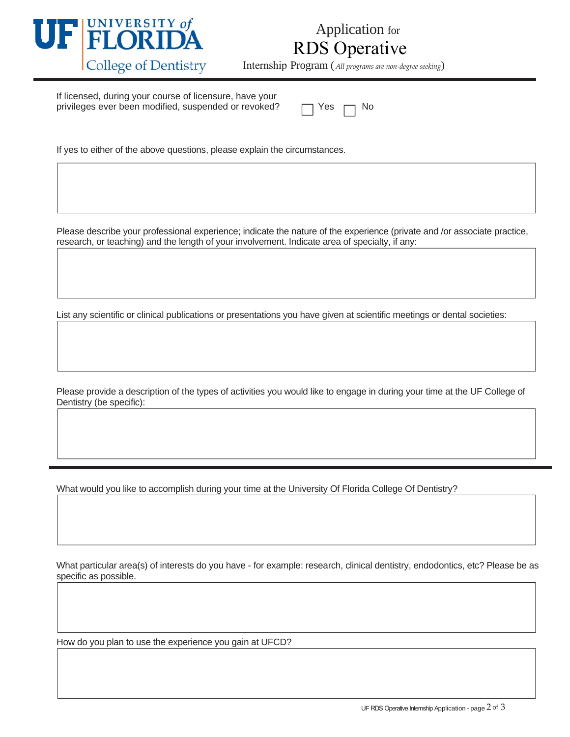# Application for RDS Operative Internship Program (*All programs are non-degree seeking*)

If licensed, during your course of licensure, have your privileges ever been modified, suspended or revoked? ☐ Yes ☐ No

If yes to either of the above questions, please explain the circumstances.

Please describe your professional experience; indicate the nature of the experience (private and /or associate practice, research, or teaching) and the length of your involvement. Indicate area of specialty, if any:

List any scientific or clinical publications or presentations you have given at scientific meetings or dental societies:

Please provide a description of the types of activities you would like to engage in during your time at the UF College of Dentistry (be specific):

---

What would you like to accomplish during your time at the University Of Florida College Of Dentistry?

What particular area(s) of interests do you have - for example: research, clinical dentistry, endodontics, etc? Please be as specific as possible.

How do you plan to use the experience you gain at UFCD?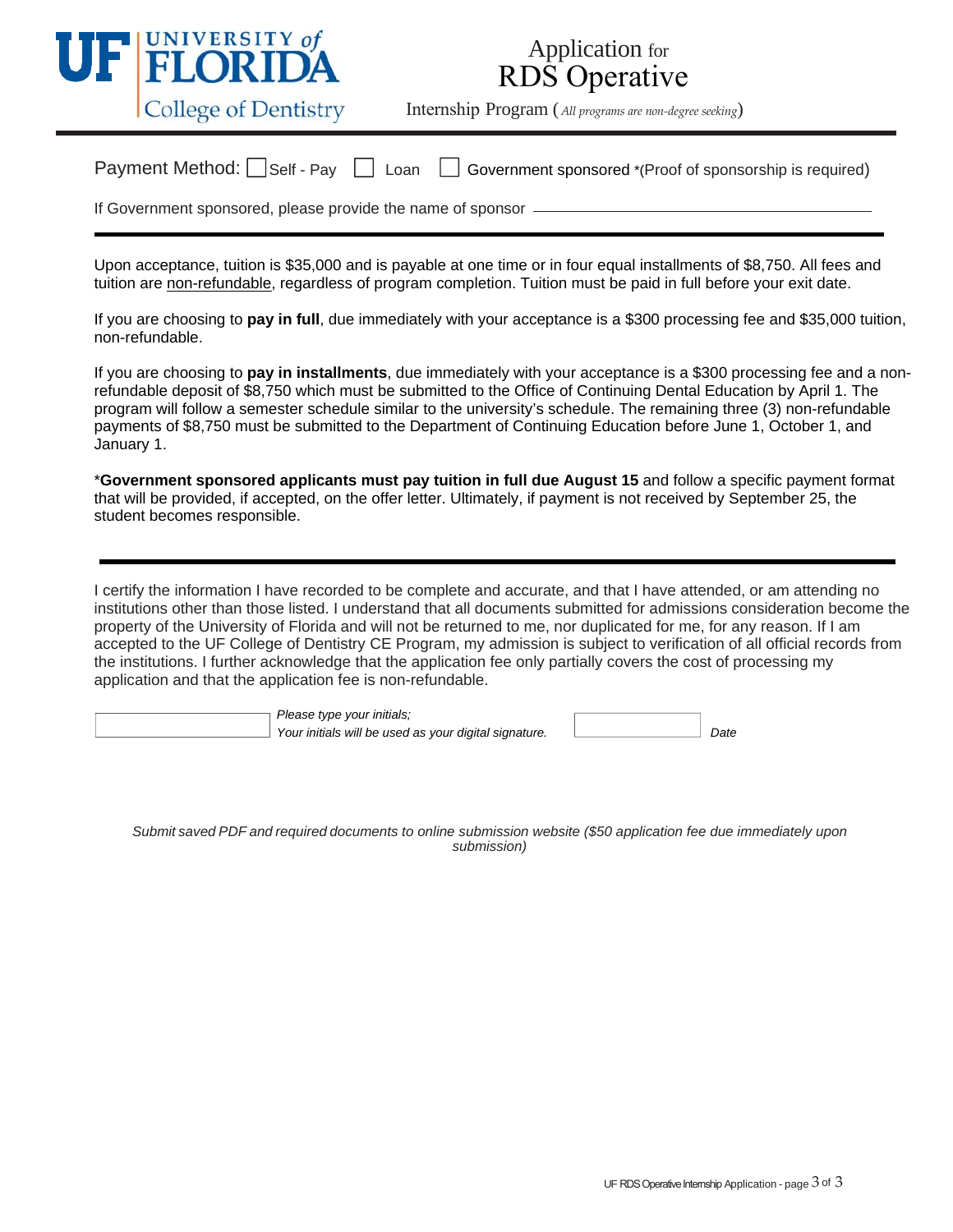UNIVERSITY of FLORIDA
College of Dentistry

# Application for RDS Operative

Internship Program (*All programs are non-degree seeking*)

Payment Method: ☐ Self - Pay ☐ Loan ☐ Government sponsored *(Proof of sponsorship is required)

If Government sponsored, please provide the name of sponsor ______________________________

---

Upon acceptance, tuition is $35,000 and is payable at one time or in four equal installments of $8,750. All fees and tuition are non-refundable, regardless of program completion. Tuition must be paid in full before your exit date.

If you are choosing to **pay in full**, due immediately with your acceptance is a $300 processing fee and $35,000 tuition, non-refundable.

If you are choosing to **pay in installments**, due immediately with your acceptance is a $300 processing fee and a non-refundable deposit of $8,750 which must be submitted to the Office of Continuing Dental Education by April 1. The program will follow a semester schedule similar to the university's schedule. The remaining three (3) non-refundable payments of $8,750 must be submitted to the Department of Continuing Education before June 1, October 1, and January 1.

***Government sponsored applicants must pay tuition in full due August 15** and follow a specific payment format that will be provided, if accepted, on the offer letter. Ultimately, if payment is not received by September 25, the student becomes responsible.

---

I certify the information I have recorded to be complete and accurate, and that I have attended, or am attending no institutions other than those listed. I understand that all documents submitted for admissions consideration become the property of the University of Florida and will not be returned to me, nor duplicated for me, for any reason. If I am accepted to the UF College of Dentistry CE Program, my admission is subject to verification of all official records from the institutions. I further acknowledge that the application fee only partially covers the cost of processing my application and that the application fee is non-refundable.

______________ *Please type your initials; Your initials will be used as your digital signature.* ______________ *Date*

*Submit saved PDF and required documents to online submission website ($50 application fee due immediately upon submission)*